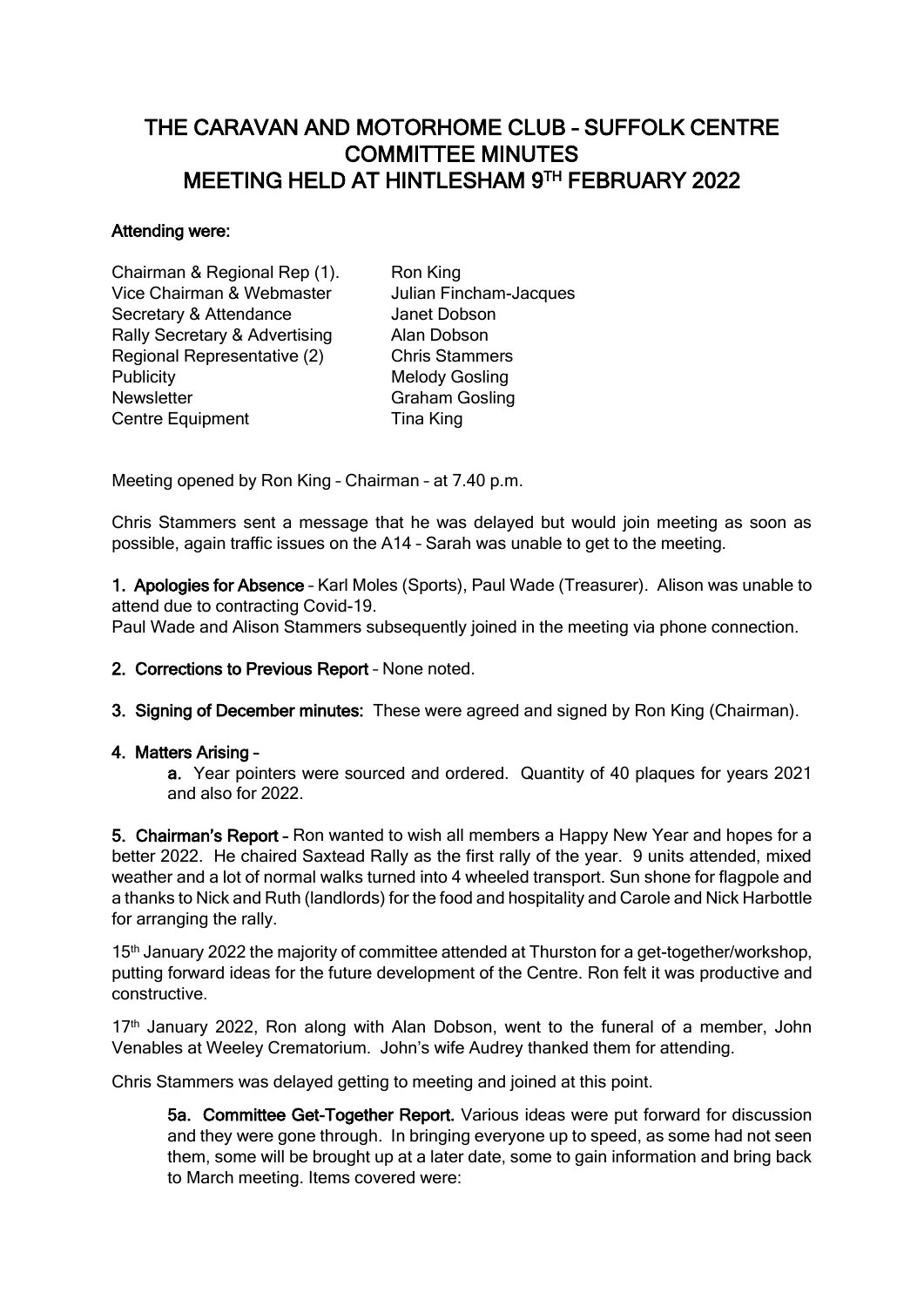# THE CARAVAN AND MOTORHOME CLUB – SUFFOLK CENTRE COMMITTEE MINUTES MEETING HELD AT HINTLESHAM 9TH FEBRUARY 2022

**Attending were:**

| | |
|---|---|
| Chairman & Regional Rep (1). | Ron King |
| Vice Chairman & Webmaster | Julian Fincham-Jacques |
| Secretary & Attendance | Janet Dobson |
| Rally Secretary & Advertising | Alan Dobson |
| Regional Representative (2) | Chris Stammers |
| Publicity | Melody Gosling |
| Newsletter | Graham Gosling |
| Centre Equipment | Tina King |

Meeting opened by Ron King – Chairman – at 7.40 p.m.

Chris Stammers sent a message that he was delayed but would join meeting as soon as possible, again traffic issues on the A14 – Sarah was unable to get to the meeting.

**1. Apologies for Absence** – Karl Moles (Sports), Paul Wade (Treasurer). Alison was unable to attend due to contracting Covid-19.
Paul Wade and Alison Stammers subsequently joined in the meeting via phone connection.

**2. Corrections to Previous Report** – None noted.

**3. Signing of December minutes:** These were agreed and signed by Ron King (Chairman).

**4. Matters Arising** –

**a.** Year pointers were sourced and ordered. Quantity of 40 plaques for years 2021 and also for 2022.

**5. Chairman's Report** – Ron wanted to wish all members a Happy New Year and hopes for a better 2022. He chaired Saxtead Rally as the first rally of the year. 9 units attended, mixed weather and a lot of normal walks turned into 4 wheeled transport. Sun shone for flagpole and a thanks to Nick and Ruth (landlords) for the food and hospitality and Carole and Nick Harbottle for arranging the rally.

15th January 2022 the majority of committee attended at Thurston for a get-together/workshop, putting forward ideas for the future development of the Centre. Ron felt it was productive and constructive.

17th January 2022, Ron along with Alan Dobson, went to the funeral of a member, John Venables at Weeley Crematorium. John's wife Audrey thanked them for attending.

Chris Stammers was delayed getting to meeting and joined at this point.

**5a. Committee Get-Together Report.** Various ideas were put forward for discussion and they were gone through. In bringing everyone up to speed, as some had not seen them, some will be brought up at a later date, some to gain information and bring back to March meeting. Items covered were: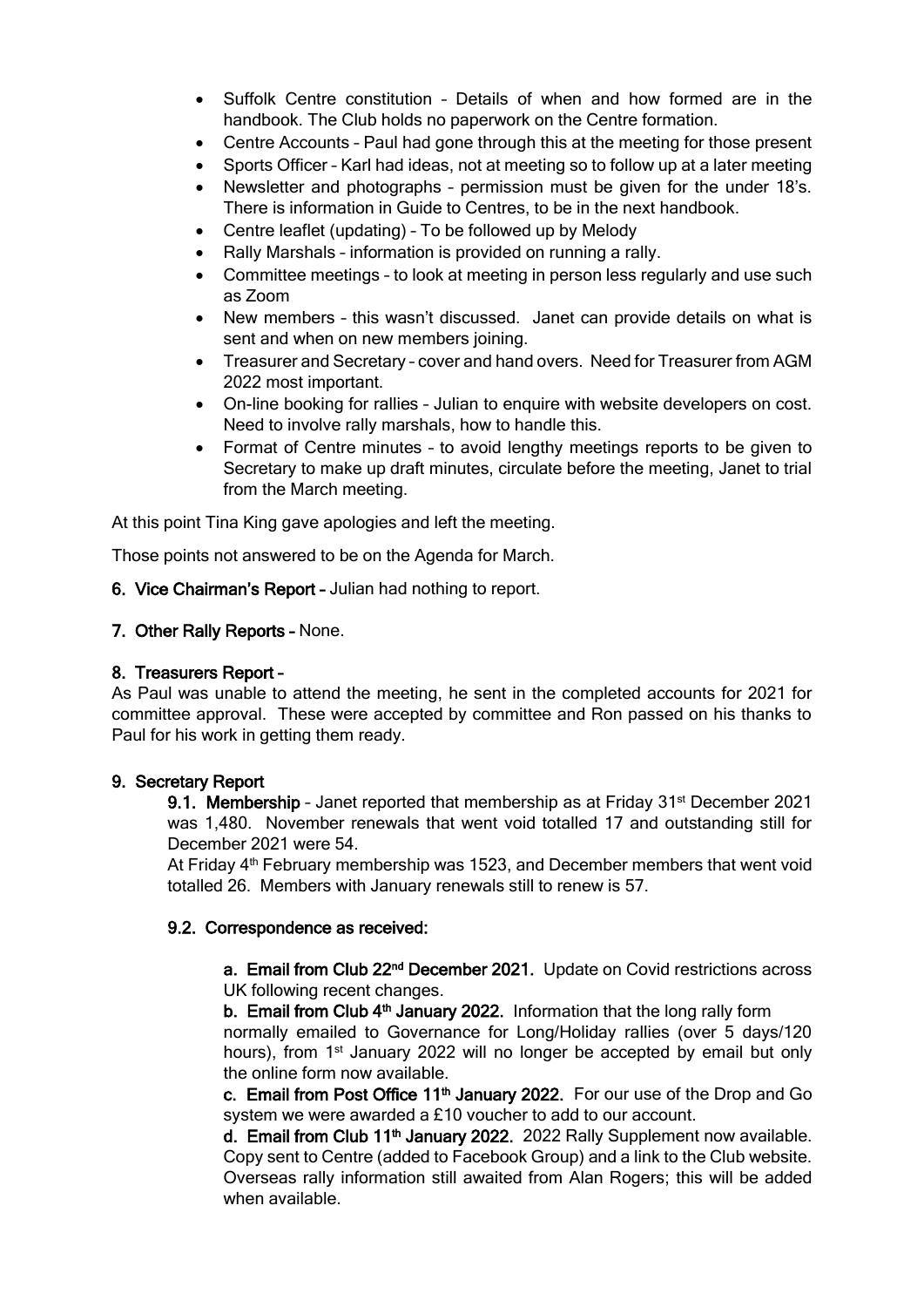- Suffolk Centre constitution – Details of when and how formed are in the handbook. The Club holds no paperwork on the Centre formation.
- Centre Accounts – Paul had gone through this at the meeting for those present
- Sports Officer – Karl had ideas, not at meeting so to follow up at a later meeting
- Newsletter and photographs – permission must be given for the under 18's. There is information in Guide to Centres, to be in the next handbook.
- Centre leaflet (updating) – To be followed up by Melody
- Rally Marshals – information is provided on running a rally.
- Committee meetings – to look at meeting in person less regularly and use such as Zoom
- New members – this wasn't discussed. Janet can provide details on what is sent and when on new members joining.
- Treasurer and Secretary – cover and hand overs. Need for Treasurer from AGM 2022 most important.
- On-line booking for rallies – Julian to enquire with website developers on cost. Need to involve rally marshals, how to handle this.
- Format of Centre minutes – to avoid lengthy meetings reports to be given to Secretary to make up draft minutes, circulate before the meeting, Janet to trial from the March meeting.

At this point Tina King gave apologies and left the meeting.

Those points not answered to be on the Agenda for March.

**6. Vice Chairman's Report –** Julian had nothing to report.

**7. Other Rally Reports –** None.

**8. Treasurers Report –**

As Paul was unable to attend the meeting, he sent in the completed accounts for 2021 for committee approval. These were accepted by committee and Ron passed on his thanks to Paul for his work in getting them ready.

**9. Secretary Report**

**9.1. Membership** – Janet reported that membership as at Friday 31st December 2021 was 1,480. November renewals that went void totalled 17 and outstanding still for December 2021 were 54.

At Friday 4th February membership was 1523, and December members that went void totalled 26. Members with January renewals still to renew is 57.

**9.2. Correspondence as received:**

**a. Email from Club 22nd December 2021.** Update on Covid restrictions across UK following recent changes.

**b. Email from Club 4th January 2022.** Information that the long rally form normally emailed to Governance for Long/Holiday rallies (over 5 days/120 hours), from 1st January 2022 will no longer be accepted by email but only the online form now available.

**c. Email from Post Office 11th January 2022.** For our use of the Drop and Go system we were awarded a £10 voucher to add to our account.

**d. Email from Club 11th January 2022.** 2022 Rally Supplement now available. Copy sent to Centre (added to Facebook Group) and a link to the Club website. Overseas rally information still awaited from Alan Rogers; this will be added when available.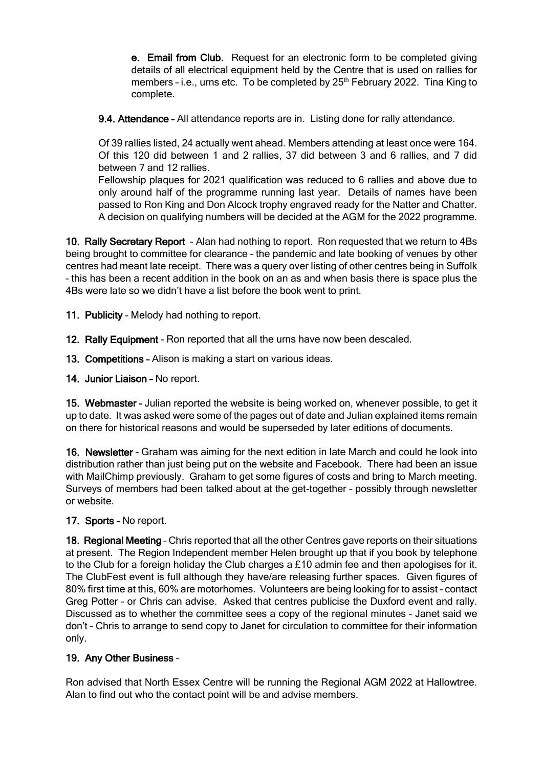e. **Email from Club.** Request for an electronic form to be completed giving details of all electrical equipment held by the Centre that is used on rallies for members – i.e., urns etc. To be completed by 25th February 2022. Tina King to complete.

**9.4. Attendance** – All attendance reports are in. Listing done for rally attendance.

Of 39 rallies listed, 24 actually went ahead. Members attending at least once were 164. Of this 120 did between 1 and 2 rallies, 37 did between 3 and 6 rallies, and 7 did between 7 and 12 rallies.

Fellowship plaques for 2021 qualification was reduced to 6 rallies and above due to only around half of the programme running last year. Details of names have been passed to Ron King and Don Alcock trophy engraved ready for the Natter and Chatter. A decision on qualifying numbers will be decided at the AGM for the 2022 programme.

**10. Rally Secretary Report** - Alan had nothing to report. Ron requested that we return to 4Bs being brought to committee for clearance – the pandemic and late booking of venues by other centres had meant late receipt. There was a query over listing of other centres being in Suffolk – this has been a recent addition in the book on an as and when basis there is space plus the 4Bs were late so we didn't have a list before the book went to print.

**11. Publicity** – Melody had nothing to report.

**12. Rally Equipment** – Ron reported that all the urns have now been descaled.

**13. Competitions** – Alison is making a start on various ideas.

**14. Junior Liaison** – No report.

**15. Webmaster** – Julian reported the website is being worked on, whenever possible, to get it up to date. It was asked were some of the pages out of date and Julian explained items remain on there for historical reasons and would be superseded by later editions of documents.

**16. Newsletter** – Graham was aiming for the next edition in late March and could he look into distribution rather than just being put on the website and Facebook. There had been an issue with MailChimp previously. Graham to get some figures of costs and bring to March meeting. Surveys of members had been talked about at the get-together – possibly through newsletter or website.

**17. Sports** – No report.

**18. Regional Meeting** – Chris reported that all the other Centres gave reports on their situations at present. The Region Independent member Helen brought up that if you book by telephone to the Club for a foreign holiday the Club charges a £10 admin fee and then apologises for it. The ClubFest event is full although they have/are releasing further spaces. Given figures of 80% first time at this, 60% are motorhomes. Volunteers are being looking for to assist – contact Greg Potter – or Chris can advise. Asked that centres publicise the Duxford event and rally. Discussed as to whether the committee sees a copy of the regional minutes – Janet said we don't – Chris to arrange to send copy to Janet for circulation to committee for their information only.

**19. Any Other Business** –

Ron advised that North Essex Centre will be running the Regional AGM 2022 at Hallowtree. Alan to find out who the contact point will be and advise members.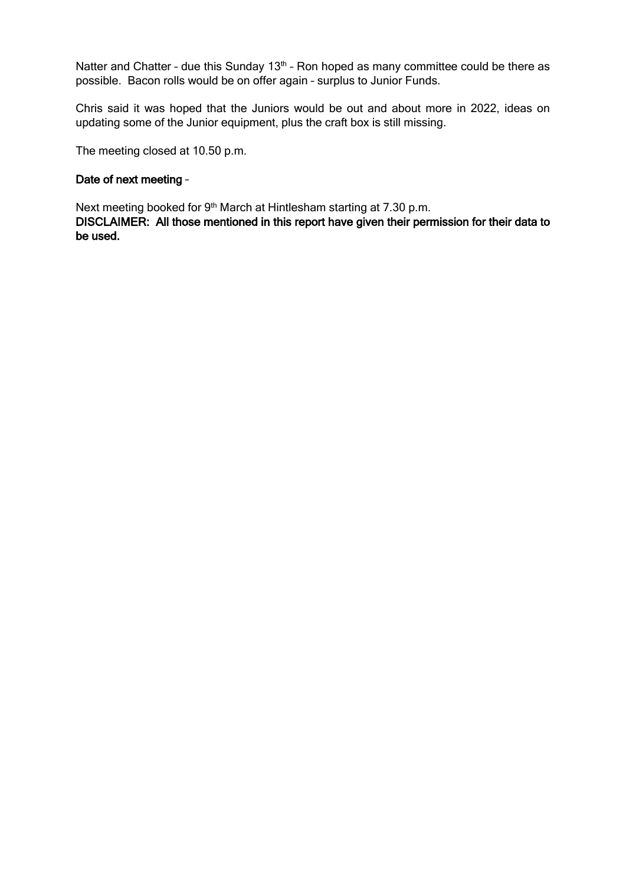Natter and Chatter – due this Sunday 13th – Ron hoped as many committee could be there as possible. Bacon rolls would be on offer again – surplus to Junior Funds.

Chris said it was hoped that the Juniors would be out and about more in 2022, ideas on updating some of the Junior equipment, plus the craft box is still missing.

The meeting closed at 10.50 p.m.

**Date of next meeting** –

Next meeting booked for 9th March at Hintlesham starting at 7.30 p.m.

**DISCLAIMER: All those mentioned in this report have given their permission for their data to be used.**